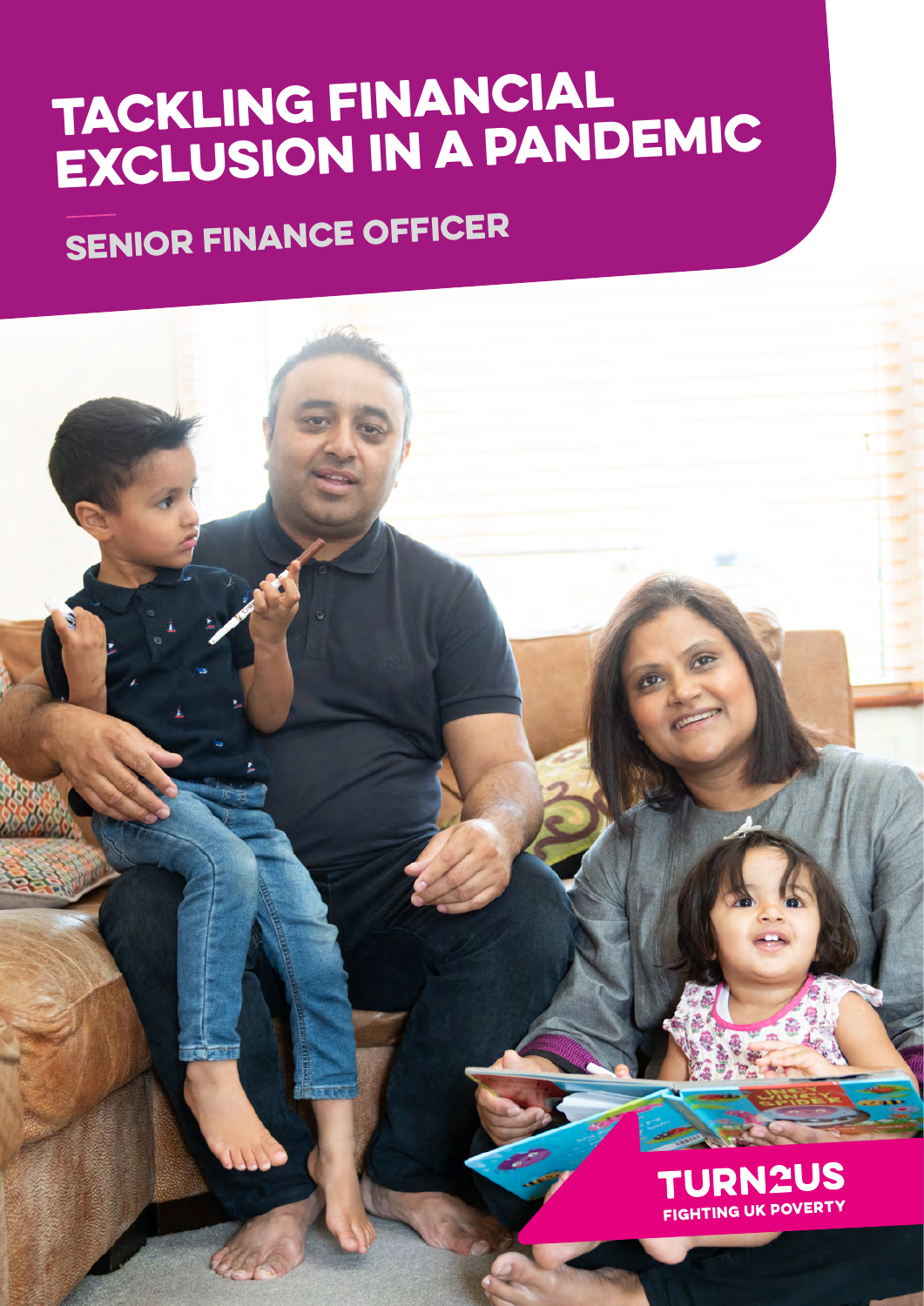# TACKLING FINANCIAL EXCLUSION IN A PANDEMIC

## SENIOR FINANCE OFFICER

TURN2US

FIGHTING UK POVERTY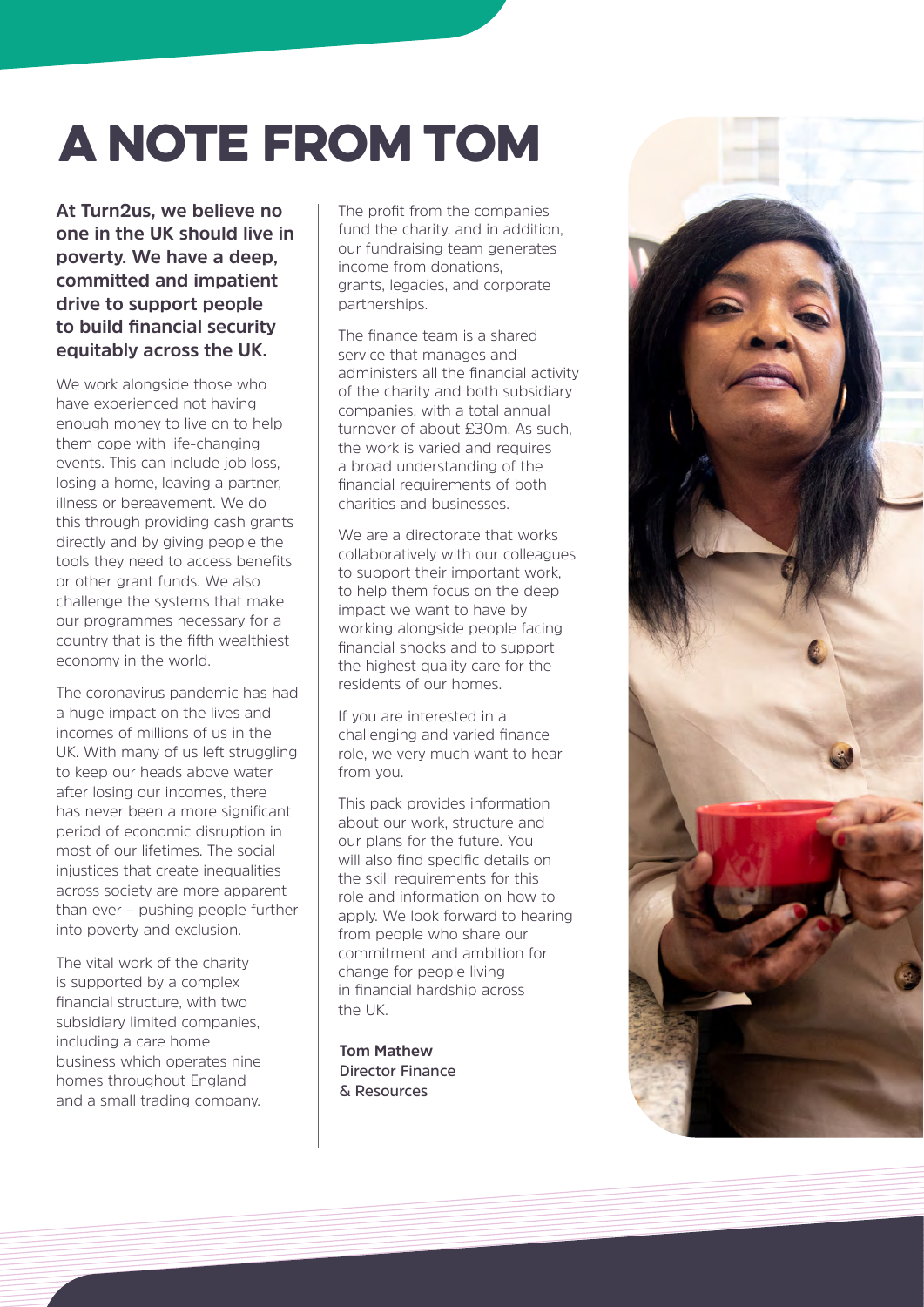# A NOTE FROM TOM

**At Turn2us, we believe no one in the UK should live in poverty. We have a deep, committed and impatient drive to support people to build financial security equitably across the UK.**

We work alongside those who have experienced not having enough money to live on to help them cope with life-changing events. This can include job loss, losing a home, leaving a partner, illness or bereavement. We do this through providing cash grants directly and by giving people the tools they need to access benefits or other grant funds. We also challenge the systems that make our programmes necessary for a country that is the fifth wealthiest economy in the world.

The coronavirus pandemic has had a huge impact on the lives and incomes of millions of us in the UK. With many of us left struggling to keep our heads above water after losing our incomes, there has never been a more significant period of economic disruption in most of our lifetimes. The social injustices that create inequalities across society are more apparent than ever – pushing people further into poverty and exclusion.

The vital work of the charity is supported by a complex financial structure, with two subsidiary limited companies, including a care home business which operates nine homes throughout England and a small trading company.

The profit from the companies fund the charity, and in addition, our fundraising team generates income from donations, grants, legacies, and corporate partnerships.

The finance team is a shared service that manages and administers all the financial activity of the charity and both subsidiary companies, with a total annual turnover of about £30m. As such, the work is varied and requires a broad understanding of the financial requirements of both charities and businesses.

We are a directorate that works collaboratively with our colleagues to support their important work, to help them focus on the deep impact we want to have by working alongside people facing financial shocks and to support the highest quality care for the residents of our homes.

If you are interested in a challenging and varied finance role, we very much want to hear from you.

This pack provides information about our work, structure and our plans for the future. You will also find specific details on the skill requirements for this role and information on how to apply. We look forward to hearing from people who share our commitment and ambition for change for people living in financial hardship across the UK.

**Tom Mathew**
Director Finance & Resources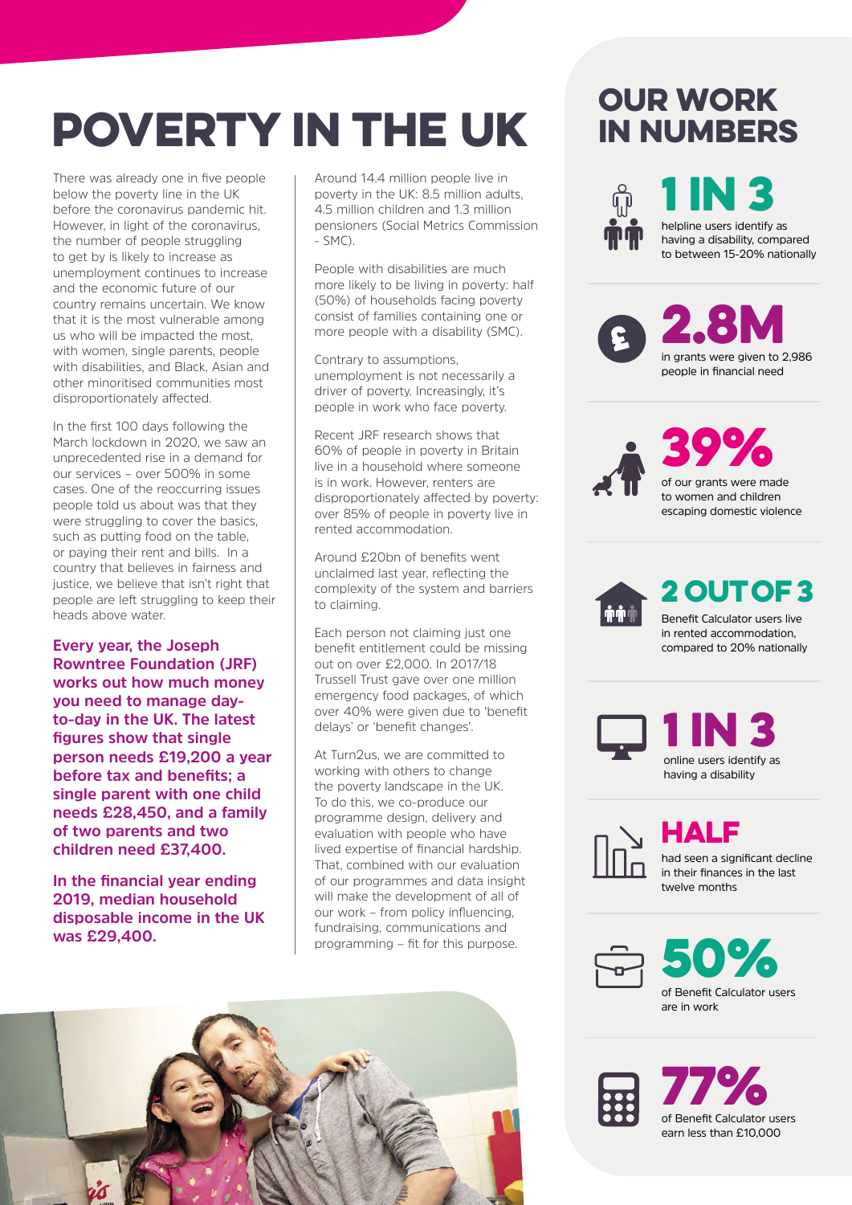# POVERTY IN THE UK

There was already one in five people below the poverty line in the UK before the coronavirus pandemic hit. However, in light of the coronavirus, the number of people struggling to get by is likely to increase as unemployment continues to increase and the economic future of our country remains uncertain. We know that it is the most vulnerable among us who will be impacted the most, with women, single parents, people with disabilities, and Black, Asian and other minoritised communities most disproportionately affected.

In the first 100 days following the March lockdown in 2020, we saw an unprecedented rise in a demand for our services – over 500% in some cases. One of the reoccurring issues people told us about was that they were struggling to cover the basics, such as putting food on the table, or paying their rent and bills. In a country that believes in fairness and justice, we believe that isn't right that people are left struggling to keep their heads above water.

**Every year, the Joseph Rowntree Foundation (JRF) works out how much money you need to manage day-to-day in the UK. The latest figures show that single person needs £19,200 a year before tax and benefits; a single parent with one child needs £28,450, and a family of two parents and two children need £37,400.**

**In the financial year ending 2019, median household disposable income in the UK was £29,400.**

Around 14.4 million people live in poverty in the UK: 8.5 million adults, 4.5 million children and 1.3 million pensioners (Social Metrics Commission - SMC).

People with disabilities are much more likely to be living in poverty: half (50%) of households facing poverty consist of families containing one or more people with a disability (SMC).

Contrary to assumptions, unemployment is not necessarily a driver of poverty. Increasingly, it's people in work who face poverty.

Recent JRF research shows that 60% of people in poverty in Britain live in a household where someone is in work. However, renters are disproportionately affected by poverty: over 85% of people in poverty live in rented accommodation.

Around £20bn of benefits went unclaimed last year, reflecting the complexity of the system and barriers to claiming.

Each person not claiming just one benefit entitlement could be missing out on over £2,000. In 2017/18 Trussell Trust gave over one million emergency food packages, of which over 40% were given due to 'benefit delays' or 'benefit changes'.

At Turn2us, we are committed to working with others to change the poverty landscape in the UK. To do this, we co-produce our programme design, delivery and evaluation with people who have lived expertise of financial hardship. That, combined with our evaluation of our programmes and data insight will make the development of all of our work – from policy influencing, fundraising, communications and programming – fit for this purpose.

## OUR WORK IN NUMBERS

**1 IN 3**
helpline users identify as having a disability, compared to between 15-20% nationally

**2.8M**
in grants were given to 2,986 people in financial need

**39%**
of our grants were made to women and children escaping domestic violence

**2 OUT OF 3**
Benefit Calculator users live in rented accommodation, compared to 20% nationally

**1 IN 3**
online users identify as having a disability

**HALF**
had seen a significant decline in their finances in the last twelve months

**50%**
of Benefit Calculator users are in work

**77%**
of Benefit Calculator users earn less than £10,000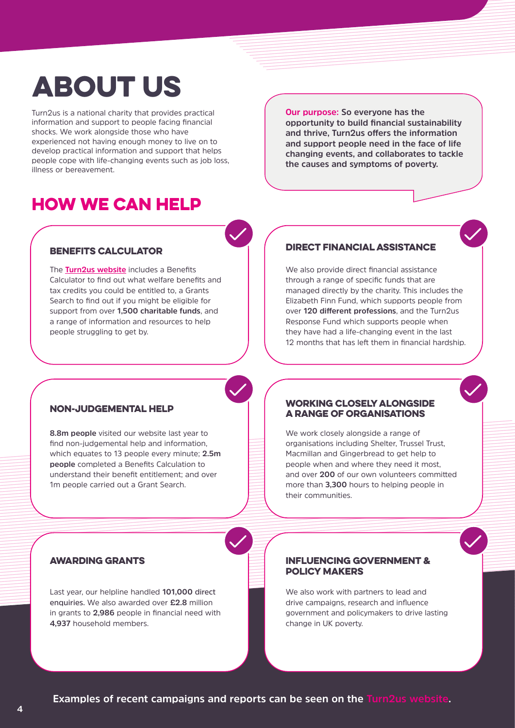# ABOUT US

Turn2us is a national charity that provides practical information and support to people facing financial shocks. We work alongside those who have experienced not having enough money to live on to develop practical information and support that helps people cope with life-changing events such as job loss, illness or bereavement.

**Our purpose: So everyone has the opportunity to build financial sustainability and thrive, Turn2us offers the information and support people need in the face of life changing events, and collaborates to tackle the causes and symptoms of poverty.**

## HOW WE CAN HELP

### BENEFITS CALCULATOR

The **Turn2us website** includes a Benefits Calculator to find out what welfare benefits and tax credits you could be entitled to, a Grants Search to find out if you might be eligible for support from over **1,500 charitable funds**, and a range of information and resources to help people struggling to get by.

### DIRECT FINANCIAL ASSISTANCE

We also provide direct financial assistance through a range of specific funds that are managed directly by the charity. This includes the Elizabeth Finn Fund, which supports people from over **120 different professions**, and the Turn2us Response Fund which supports people when they have had a life-changing event in the last 12 months that has left them in financial hardship.

### NON-JUDGEMENTAL HELP

**8.8m people** visited our website last year to find non-judgemental help and information, which equates to 13 people every minute; **2.5m people** completed a Benefits Calculation to understand their benefit entitlement; and over 1m people carried out a Grant Search.

### WORKING CLOSELY ALONGSIDE A RANGE OF ORGANISATIONS

We work closely alongside a range of organisations including Shelter, Trussel Trust, Macmillan and Gingerbread to get help to people when and where they need it most, and over **200** of our own volunteers committed more than **3,300** hours to helping people in their communities.

### AWARDING GRANTS

Last year, our helpline handled **101,000** direct enquiries. We also awarded over **£2.8** million in grants to **2,986** people in financial need with **4,937** household members.

### INFLUENCING GOVERNMENT & POLICY MAKERS

We also work with partners to lead and drive campaigns, research and influence government and policymakers to drive lasting change in UK poverty.

**Examples of recent campaigns and reports can be seen on the Turn2us website.**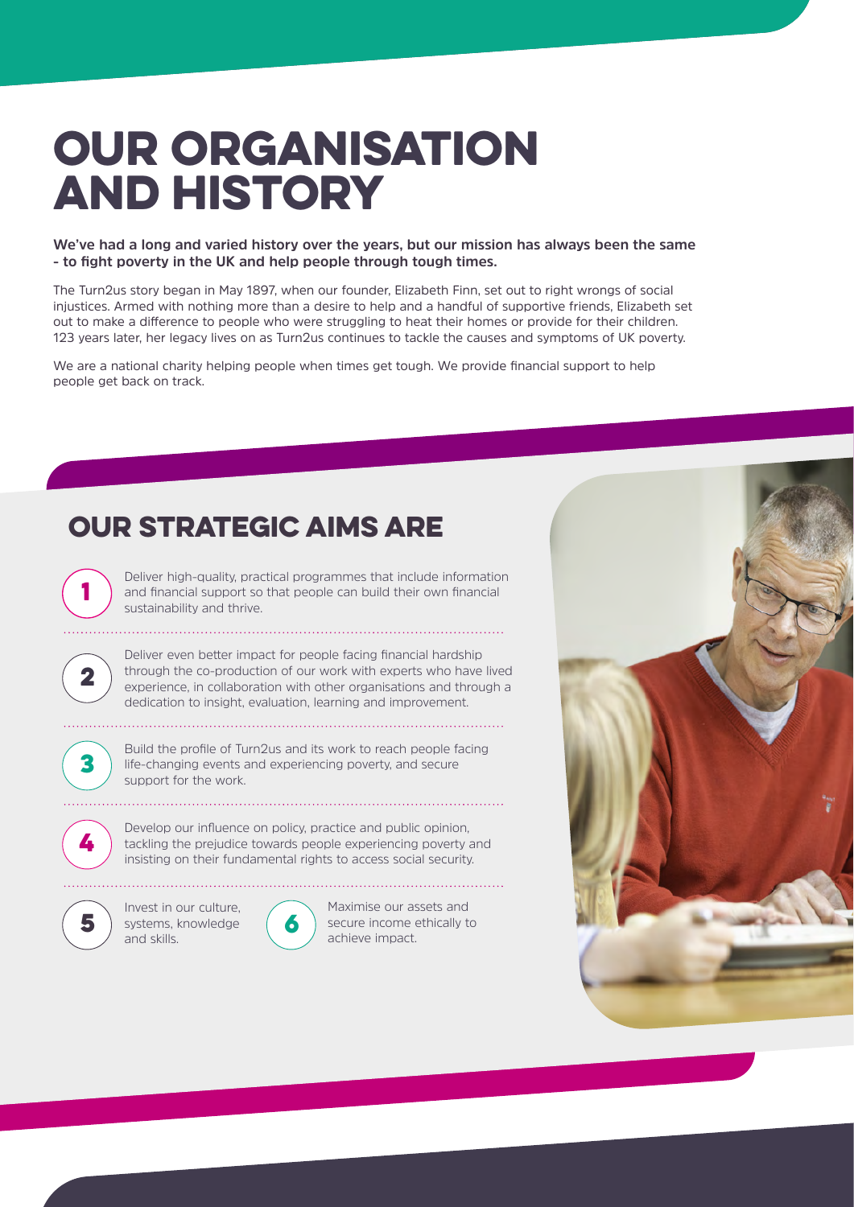# OUR ORGANISATION AND HISTORY

**We've had a long and varied history over the years, but our mission has always been the same - to fight poverty in the UK and help people through tough times.**

The Turn2us story began in May 1897, when our founder, Elizabeth Finn, set out to right wrongs of social injustices. Armed with nothing more than a desire to help and a handful of supportive friends, Elizabeth set out to make a difference to people who were struggling to heat their homes or provide for their children. 123 years later, her legacy lives on as Turn2us continues to tackle the causes and symptoms of UK poverty.

We are a national charity helping people when times get tough. We provide financial support to help people get back on track.

## OUR STRATEGIC AIMS ARE

1. Deliver high-quality, practical programmes that include information and financial support so that people can build their own financial sustainability and thrive.

2. Deliver even better impact for people facing financial hardship through the co-production of our work with experts who have lived experience, in collaboration with other organisations and through a dedication to insight, evaluation, learning and improvement.

3. Build the profile of Turn2us and its work to reach people facing life-changing events and experiencing poverty, and secure support for the work.

4. Develop our influence on policy, practice and public opinion, tackling the prejudice towards people experiencing poverty and insisting on their fundamental rights to access social security.

5. Invest in our culture, systems, knowledge and skills.

6. Maximise our assets and secure income ethically to achieve impact.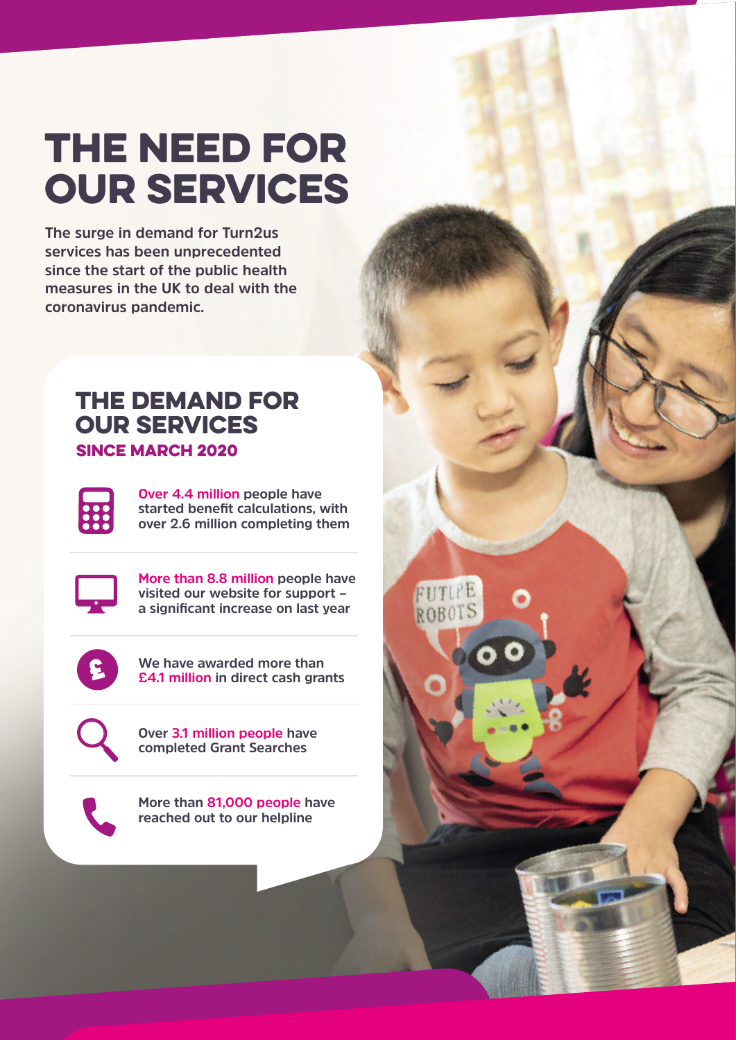# THE NEED FOR OUR SERVICES

**The surge in demand for Turn2us services has been unprecedented since the start of the public health measures in the UK to deal with the coronavirus pandemic.**

## THE DEMAND FOR OUR SERVICES

### SINCE MARCH 2020

- **Over 4.4 million** people have started benefit calculations, with over 2.6 million completing them
- **More than 8.8 million** people have visited our website for support – a significant increase on last year
- We have awarded more than **£4.1 million** in direct cash grants
- Over **3.1 million people** have completed Grant Searches
- More than **81,000 people** have reached out to our helpline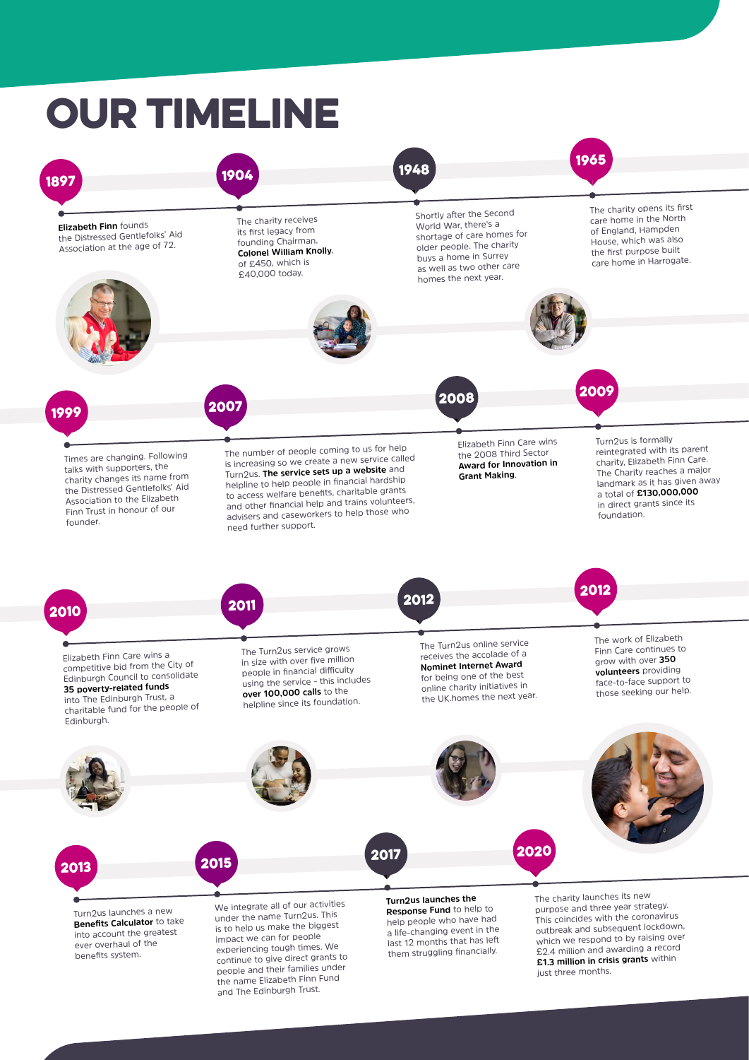# OUR TIMELINE

## 1897

**Elizabeth Finn** founds the Distressed Gentlefolks' Aid Association at the age of 72.

## 1904

The charity receives its first legacy from founding Chairman, **Colonel William Knolly**, of £450, which is £40,000 today.

## 1948

Shortly after the Second World War, there's a shortage of care homes for older people. The charity buys a home in Surrey as well as two other care homes the next year.

## 1965

The charity opens its first care home in the North of England, Hampden House, which was also the first purpose built care home in Harrogate.

## 1999

Times are changing. Following talks with supporters, the charity changes its name from the Distressed Gentlefolks' Aid Association to the Elizabeth Finn Trust in honour of our founder.

## 2007

The number of people coming to us for help is increasing so we create a new service called Turn2us. **The service sets up a website** and helpline to help people in financial hardship to access welfare benefits, charitable grants and other financial help and trains volunteers, advisers and caseworkers to help those who need further support.

## 2008

Elizabeth Finn Care wins the 2008 Third Sector **Award for Innovation in Grant Making**.

## 2009

Turn2us is formally reintegrated with its parent charity, Elizabeth Finn Care. The Charity reaches a major landmark as it has given away a total of **£130,000,000** in direct grants since its foundation.

## 2010

Elizabeth Finn Care wins a competitive bid from the City of Edinburgh Council to consolidate **35 poverty-related funds** into The Edinburgh Trust, a charitable fund for the people of Edinburgh.

## 2011

The Turn2us service grows in size with over five million people in financial difficulty using the service - this includes **over 100,000 calls** to the helpline since its foundation.

## 2012

The Turn2us online service receives the accolade of a **Nominet Internet Award** for being one of the best online charity initiatives in the UK.homes the next year.

## 2012

The work of Elizabeth Finn Care continues to grow with over **350 volunteers** providing face-to-face support to those seeking our help.

## 2013

Turn2us launches a new **Benefits Calculator** to take into account the greatest ever overhaul of the benefits system.

## 2015

We integrate all of our activities under the name Turn2us. This is to help us make the biggest impact we can for people experiencing tough times. We continue to give direct grants to people and their families under the name Elizabeth Finn Fund and The Edinburgh Trust.

## 2017

**Turn2us launches the Response Fund** to help to help people who have had a life-changing event in the last 12 months that has left them struggling financially.

## 2020

The charity launches its new purpose and three year strategy. This coincides with the coronavirus outbreak and subsequent lockdown, which we respond to by raising over £2.4 million and awarding a record **£1.3 million in crisis grants** within just three months.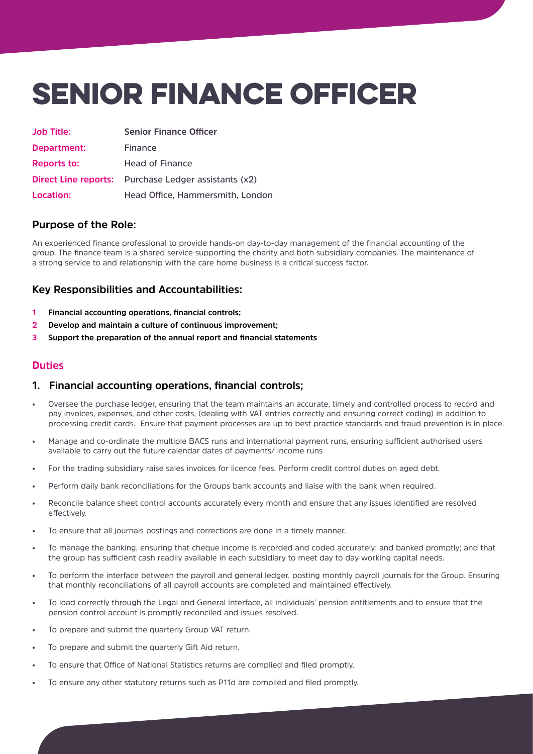# SENIOR FINANCE OFFICER

| | |
|---|---|
| **Job Title:** | **Senior Finance Officer** |
| **Department:** | Finance |
| **Reports to:** | Head of Finance |
| **Direct Line reports:** | Purchase Ledger assistants (x2) |
| **Location:** | Head Office, Hammersmith, London |

## Purpose of the Role:

An experienced finance professional to provide hands-on day-to-day management of the financial accounting of the group. The finance team is a shared service supporting the charity and both subsidiary companies. The maintenance of a strong service to and relationship with the care home business is a critical success factor.

## Key Responsibilities and Accountabilities:

1. **Financial accounting operations, financial controls;**
2. **Develop and maintain a culture of continuous improvement;**
3. **Support the preparation of the annual report and financial statements**

## Duties

### 1. Financial accounting operations, financial controls;

- Oversee the purchase ledger, ensuring that the team maintains an accurate, timely and controlled process to record and pay invoices, expenses, and other costs, (dealing with VAT entries correctly and ensuring correct coding) in addition to processing credit cards. Ensure that payment processes are up to best practice standards and fraud prevention is in place.
- Manage and co-ordinate the multiple BACS runs and international payment runs, ensuring sufficient authorised users available to carry out the future calendar dates of payments/ income runs
- For the trading subsidiary raise sales invoices for licence fees. Perform credit control duties on aged debt.
- Perform daily bank reconciliations for the Groups bank accounts and liaise with the bank when required.
- Reconcile balance sheet control accounts accurately every month and ensure that any issues identified are resolved effectively.
- To ensure that all journals postings and corrections are done in a timely manner.
- To manage the banking, ensuring that cheque income is recorded and coded accurately; and banked promptly; and that the group has sufficient cash readily available in each subsidiary to meet day to day working capital needs.
- To perform the interface between the payroll and general ledger, posting monthly payroll journals for the Group. Ensuring that monthly reconciliations of all payroll accounts are completed and maintained effectively.
- To load correctly through the Legal and General interface, all individuals' pension entitlements and to ensure that the pension control account is promptly reconciled and issues resolved.
- To prepare and submit the quarterly Group VAT return.
- To prepare and submit the quarterly Gift Aid return.
- To ensure that Office of National Statistics returns are complied and filed promptly.
- To ensure any other statutory returns such as P11d are compiled and filed promptly.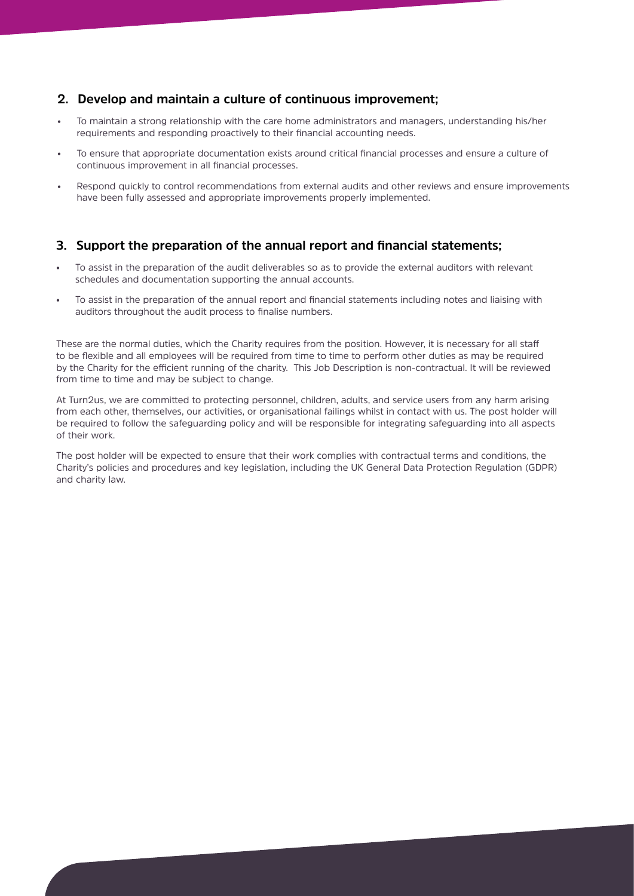## 2. Develop and maintain a culture of continuous improvement;

- To maintain a strong relationship with the care home administrators and managers, understanding his/her requirements and responding proactively to their financial accounting needs.
- To ensure that appropriate documentation exists around critical financial processes and ensure a culture of continuous improvement in all financial processes.
- Respond quickly to control recommendations from external audits and other reviews and ensure improvements have been fully assessed and appropriate improvements properly implemented.

## 3. Support the preparation of the annual report and financial statements;

- To assist in the preparation of the audit deliverables so as to provide the external auditors with relevant schedules and documentation supporting the annual accounts.
- To assist in the preparation of the annual report and financial statements including notes and liaising with auditors throughout the audit process to finalise numbers.

These are the normal duties, which the Charity requires from the position. However, it is necessary for all staff to be flexible and all employees will be required from time to time to perform other duties as may be required by the Charity for the efficient running of the charity. This Job Description is non-contractual. It will be reviewed from time to time and may be subject to change.

At Turn2us, we are committed to protecting personnel, children, adults, and service users from any harm arising from each other, themselves, our activities, or organisational failings whilst in contact with us. The post holder will be required to follow the safeguarding policy and will be responsible for integrating safeguarding into all aspects of their work.

The post holder will be expected to ensure that their work complies with contractual terms and conditions, the Charity's policies and procedures and key legislation, including the UK General Data Protection Regulation (GDPR) and charity law.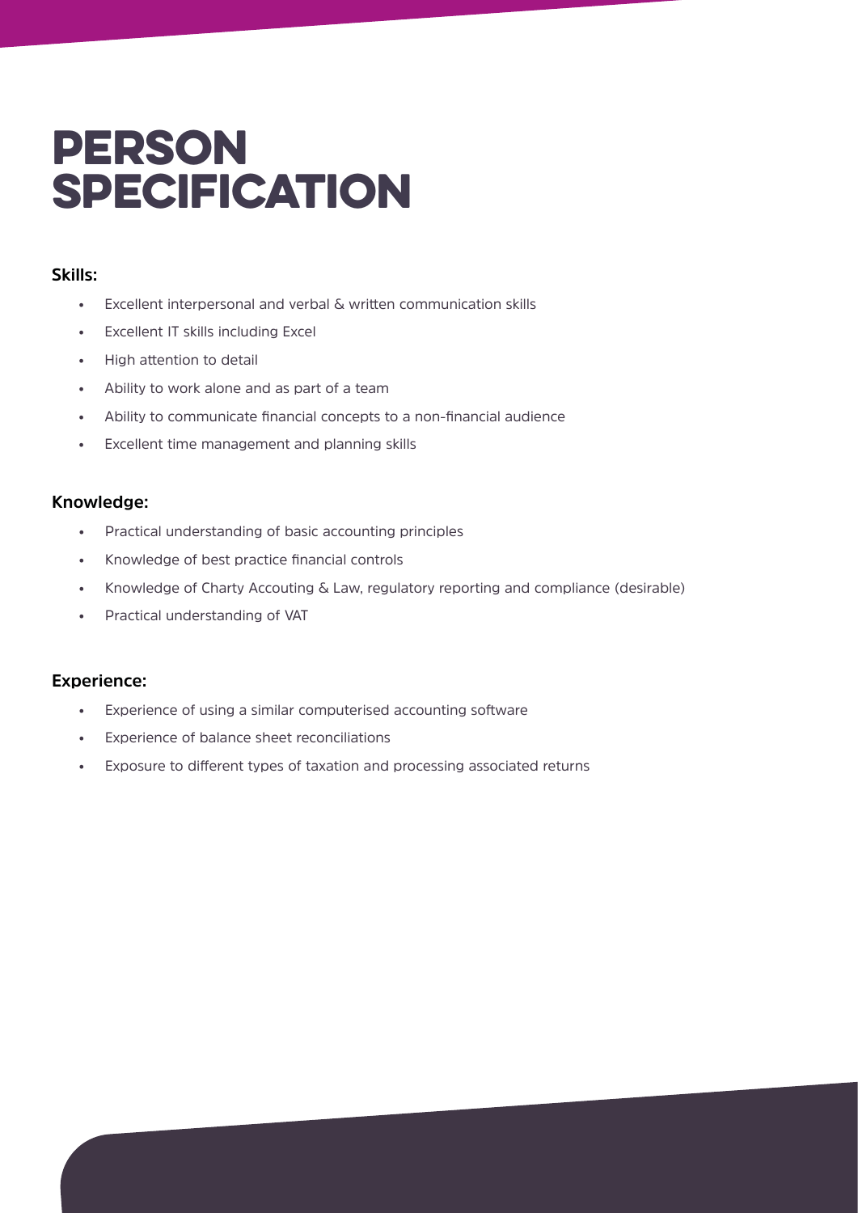# PERSON SPECIFICATION

### Skills:

- Excellent interpersonal and verbal & written communication skills
- Excellent IT skills including Excel
- High attention to detail
- Ability to work alone and as part of a team
- Ability to communicate financial concepts to a non-financial audience
- Excellent time management and planning skills

### Knowledge:

- Practical understanding of basic accounting principles
- Knowledge of best practice financial controls
- Knowledge of Charty Accouting & Law, regulatory reporting and compliance (desirable)
- Practical understanding of VAT

### Experience:

- Experience of using a similar computerised accounting software
- Experience of balance sheet reconciliations
- Exposure to different types of taxation and processing associated returns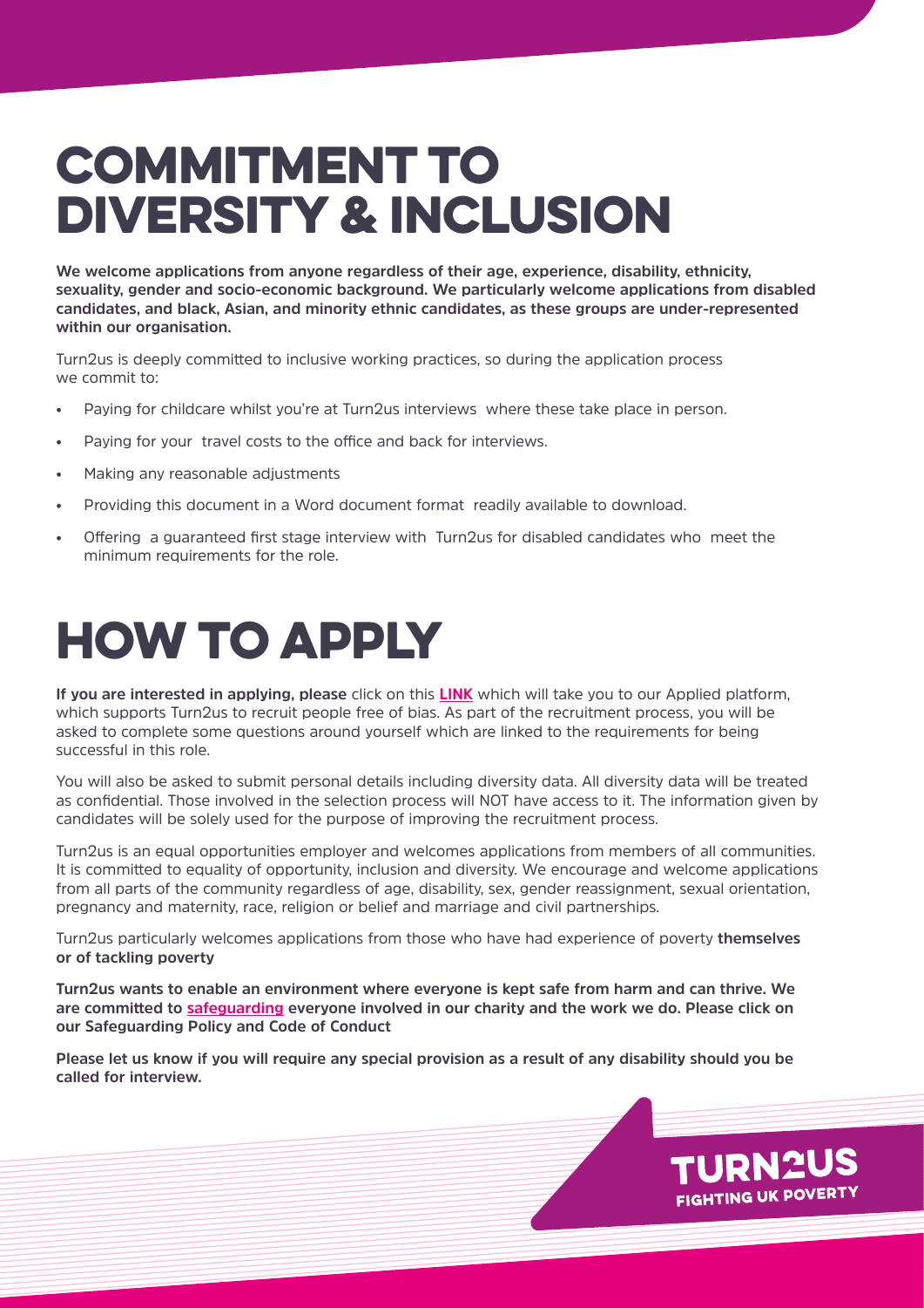# COMMITMENT TO DIVERSITY & INCLUSION

**We welcome applications from anyone regardless of their age, experience, disability, ethnicity, sexuality, gender and socio-economic background. We particularly welcome applications from disabled candidates, and black, Asian, and minority ethnic candidates, as these groups are under-represented within our organisation.**

Turn2us is deeply committed to inclusive working practices, so during the application process we commit to:

- Paying for childcare whilst you're at Turn2us interviews where these take place in person.
- Paying for your travel costs to the office and back for interviews.
- Making any reasonable adjustments
- Providing this document in a Word document format readily available to download.
- Offering a guaranteed first stage interview with Turn2us for disabled candidates who meet the minimum requirements for the role.

# HOW TO APPLY

**If you are interested in applying, please** click on this **LINK** which will take you to our Applied platform, which supports Turn2us to recruit people free of bias. As part of the recruitment process, you will be asked to complete some questions around yourself which are linked to the requirements for being successful in this role.

You will also be asked to submit personal details including diversity data. All diversity data will be treated as confidential. Those involved in the selection process will NOT have access to it. The information given by candidates will be solely used for the purpose of improving the recruitment process.

Turn2us is an equal opportunities employer and welcomes applications from members of all communities. It is committed to equality of opportunity, inclusion and diversity. We encourage and welcome applications from all parts of the community regardless of age, disability, sex, gender reassignment, sexual orientation, pregnancy and maternity, race, religion or belief and marriage and civil partnerships.

Turn2us particularly welcomes applications from those who have had experience of poverty **themselves or of tackling poverty**

**Turn2us wants to enable an environment where everyone is kept safe from harm and can thrive. We are committed to safeguarding everyone involved in our charity and the work we do. Please click on our Safeguarding Policy and Code of Conduct**

**Please let us know if you will require any special provision as a result of any disability should you be called for interview.**

TURN2US
FIGHTING UK POVERTY